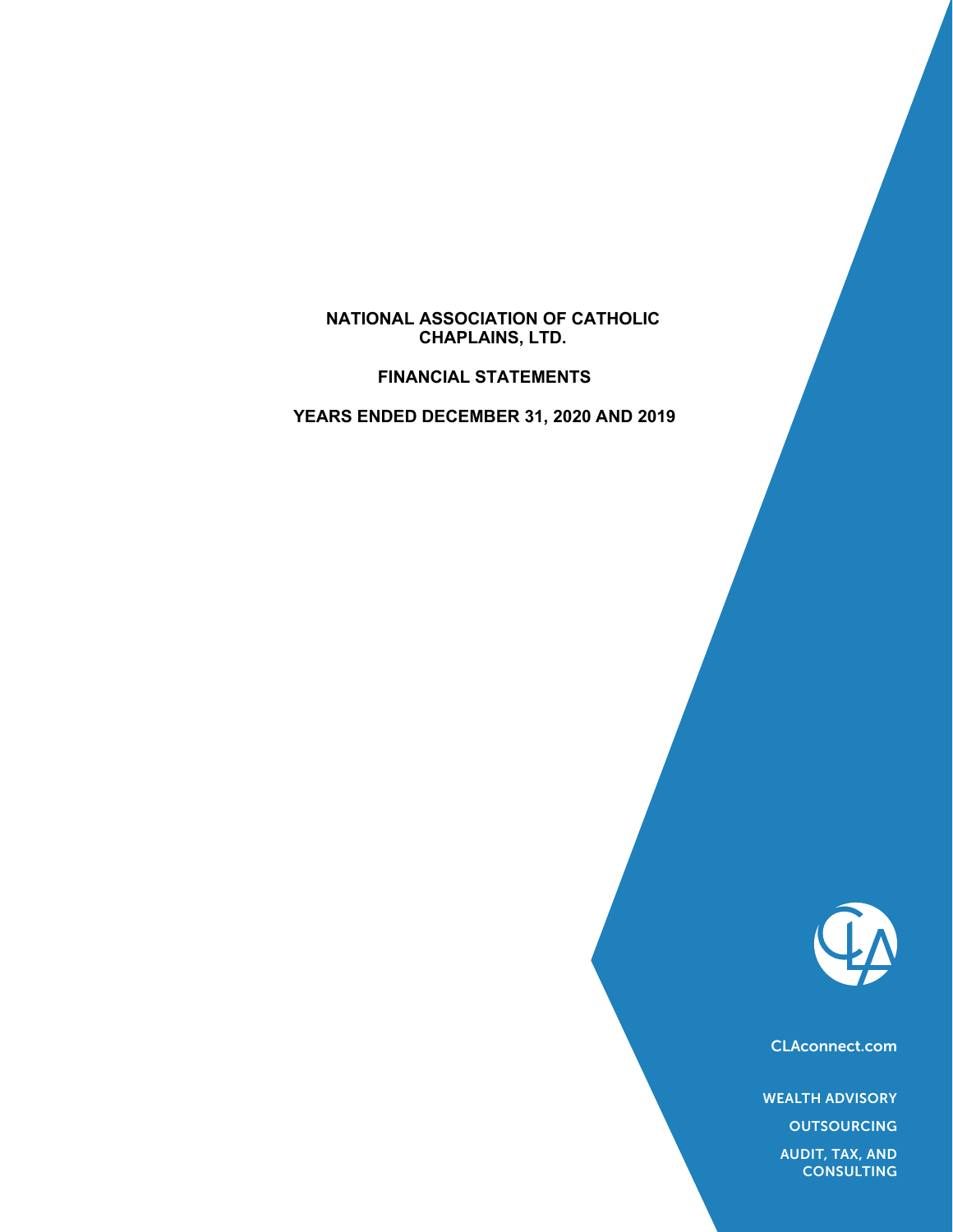# NATIONAL ASSOCIATION OF CATHOLIC CHAPLAINS, LTD.

## FINANCIAL STATEMENTS

## YEARS ENDED DECEMBER 31, 2020 AND 2019

CLAconnect.com

WEALTH ADVISORY

OUTSOURCING

AUDIT, TAX, AND CONSULTING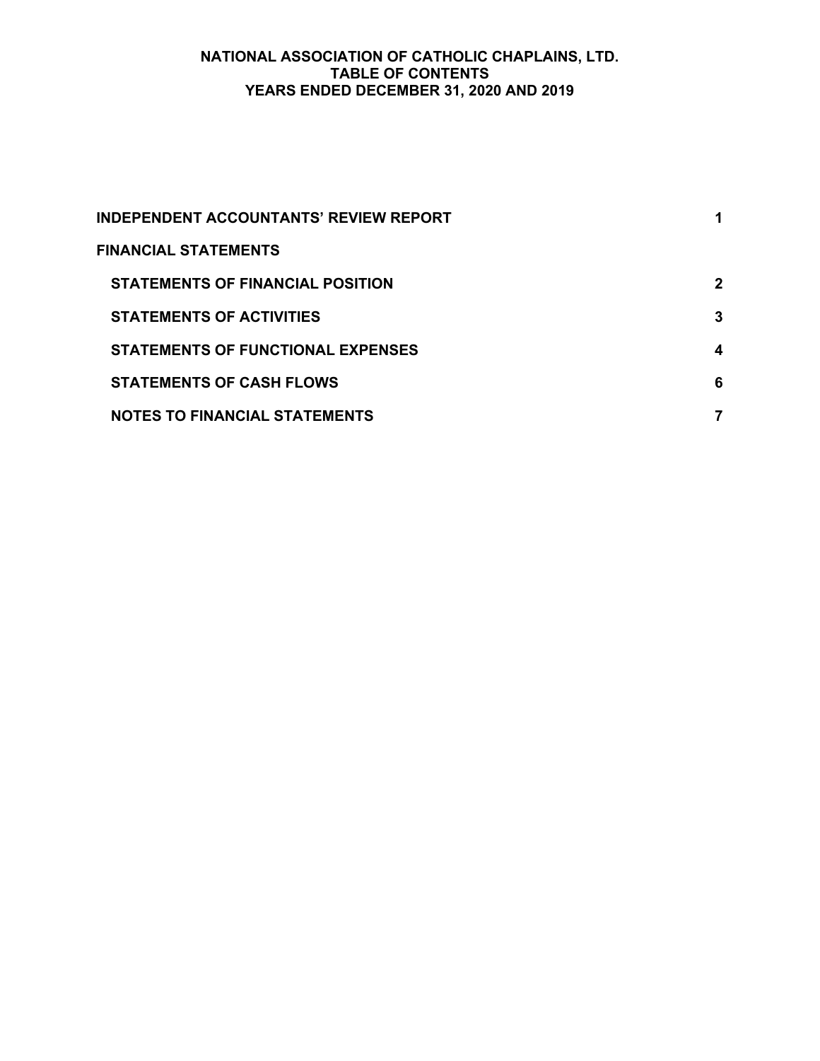# NATIONAL ASSOCIATION OF CATHOLIC CHAPLAINS, LTD.
## TABLE OF CONTENTS
## YEARS ENDED DECEMBER 31, 2020 AND 2019

| | |
|---|---|
| **INDEPENDENT ACCOUNTANTS' REVIEW REPORT** | **1** |
| **FINANCIAL STATEMENTS** | |
| **STATEMENTS OF FINANCIAL POSITION** | **2** |
| **STATEMENTS OF ACTIVITIES** | **3** |
| **STATEMENTS OF FUNCTIONAL EXPENSES** | **4** |
| **STATEMENTS OF CASH FLOWS** | **6** |
| **NOTES TO FINANCIAL STATEMENTS** | **7** |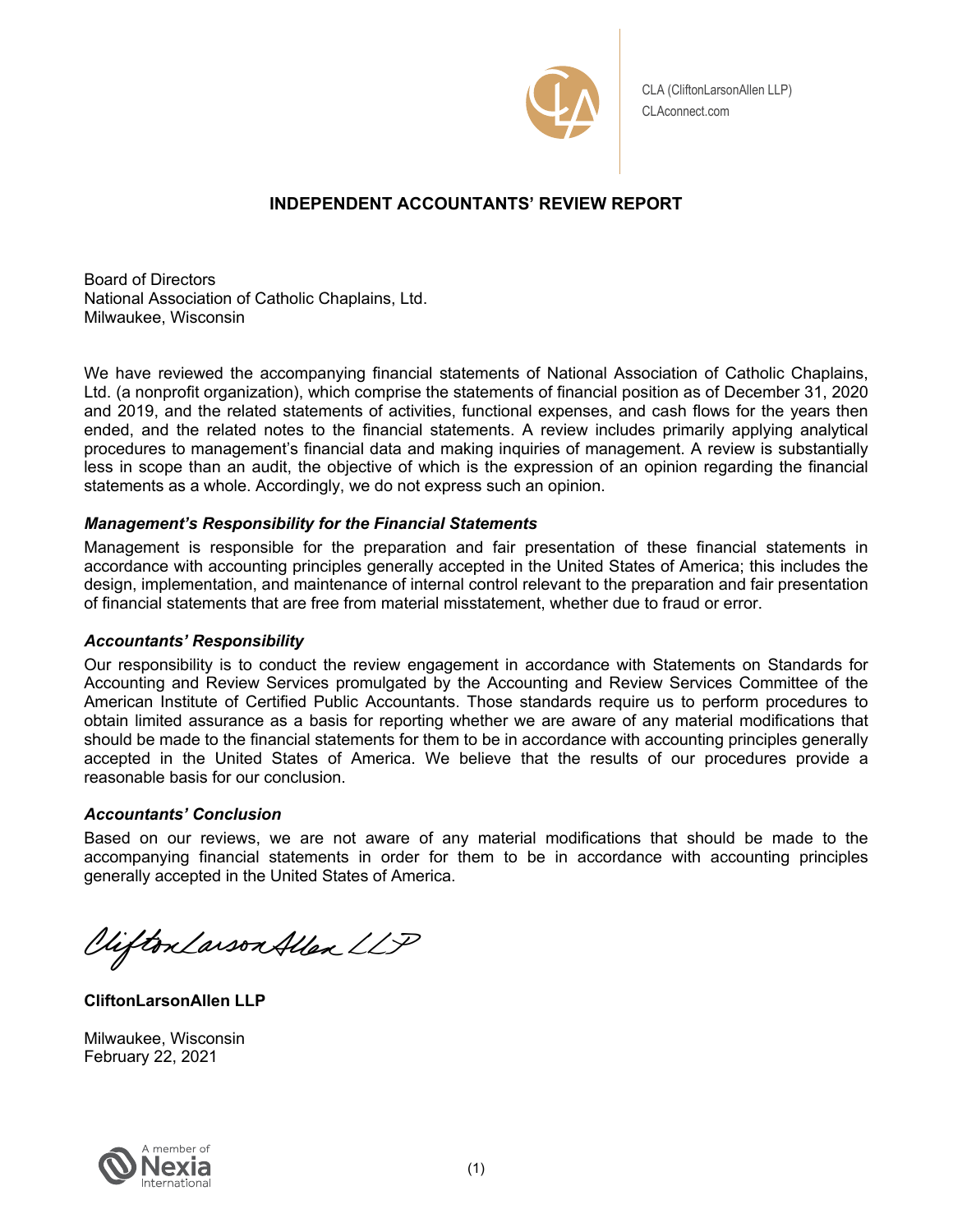CLA (CliftonLarsonAllen LLP)
CLAconnect.com

# INDEPENDENT ACCOUNTANTS' REVIEW REPORT

Board of Directors
National Association of Catholic Chaplains, Ltd.
Milwaukee, Wisconsin

We have reviewed the accompanying financial statements of National Association of Catholic Chaplains, Ltd. (a nonprofit organization), which comprise the statements of financial position as of December 31, 2020 and 2019, and the related statements of activities, functional expenses, and cash flows for the years then ended, and the related notes to the financial statements. A review includes primarily applying analytical procedures to management's financial data and making inquiries of management. A review is substantially less in scope than an audit, the objective of which is the expression of an opinion regarding the financial statements as a whole. Accordingly, we do not express such an opinion.

### *Management's Responsibility for the Financial Statements*

Management is responsible for the preparation and fair presentation of these financial statements in accordance with accounting principles generally accepted in the United States of America; this includes the design, implementation, and maintenance of internal control relevant to the preparation and fair presentation of financial statements that are free from material misstatement, whether due to fraud or error.

### *Accountants' Responsibility*

Our responsibility is to conduct the review engagement in accordance with Statements on Standards for Accounting and Review Services promulgated by the Accounting and Review Services Committee of the American Institute of Certified Public Accountants. Those standards require us to perform procedures to obtain limited assurance as a basis for reporting whether we are aware of any material modifications that should be made to the financial statements for them to be in accordance with accounting principles generally accepted in the United States of America. We believe that the results of our procedures provide a reasonable basis for our conclusion.

### *Accountants' Conclusion*

Based on our reviews, we are not aware of any material modifications that should be made to the accompanying financial statements in order for them to be in accordance with accounting principles generally accepted in the United States of America.

CliftonLarsonAllen LLP

**CliftonLarsonAllen LLP**

Milwaukee, Wisconsin
February 22, 2021

A member of Nexia International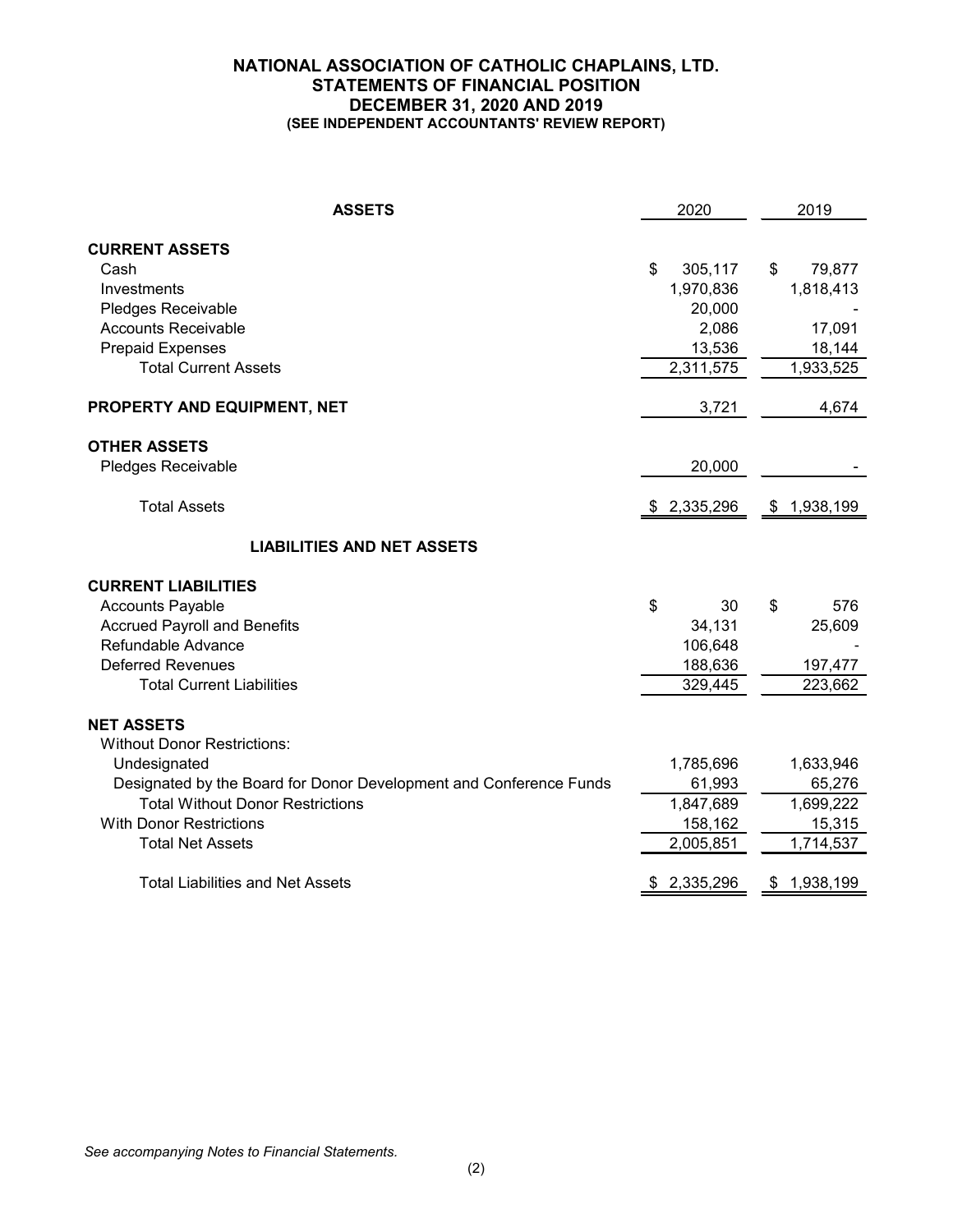# NATIONAL ASSOCIATION OF CATHOLIC CHAPLAINS, LTD.
## STATEMENTS OF FINANCIAL POSITION
## DECEMBER 31, 2020 AND 2019
### (SEE INDEPENDENT ACCOUNTANTS' REVIEW REPORT)

| ASSETS | 2020 | 2019 |
|---|---|---|
| **CURRENT ASSETS** | | |
| Cash | $ 305,117 | $ 79,877 |
| Investments | 1,970,836 | 1,818,413 |
| Pledges Receivable | 20,000 | - |
| Accounts Receivable | 2,086 | 17,091 |
| Prepaid Expenses | 13,536 | 18,144 |
| Total Current Assets | 2,311,575 | 1,933,525 |
| **PROPERTY AND EQUIPMENT, NET** | 3,721 | 4,674 |
| **OTHER ASSETS** | | |
| Pledges Receivable | 20,000 | - |
| Total Assets | $ 2,335,296 | $ 1,938,199 |
| **LIABILITIES AND NET ASSETS** | | |
| **CURRENT LIABILITIES** | | |
| Accounts Payable | $ 30 | $ 576 |
| Accrued Payroll and Benefits | 34,131 | 25,609 |
| Refundable Advance | 106,648 | - |
| Deferred Revenues | 188,636 | 197,477 |
| Total Current Liabilities | 329,445 | 223,662 |
| **NET ASSETS** | | |
| Without Donor Restrictions: | | |
| Undesignated | 1,785,696 | 1,633,946 |
| Designated by the Board for Donor Development and Conference Funds | 61,993 | 65,276 |
| Total Without Donor Restrictions | 1,847,689 | 1,699,222 |
| With Donor Restrictions | 158,162 | 15,315 |
| Total Net Assets | 2,005,851 | 1,714,537 |
| Total Liabilities and Net Assets | $ 2,335,296 | $ 1,938,199 |

*See accompanying Notes to Financial Statements.*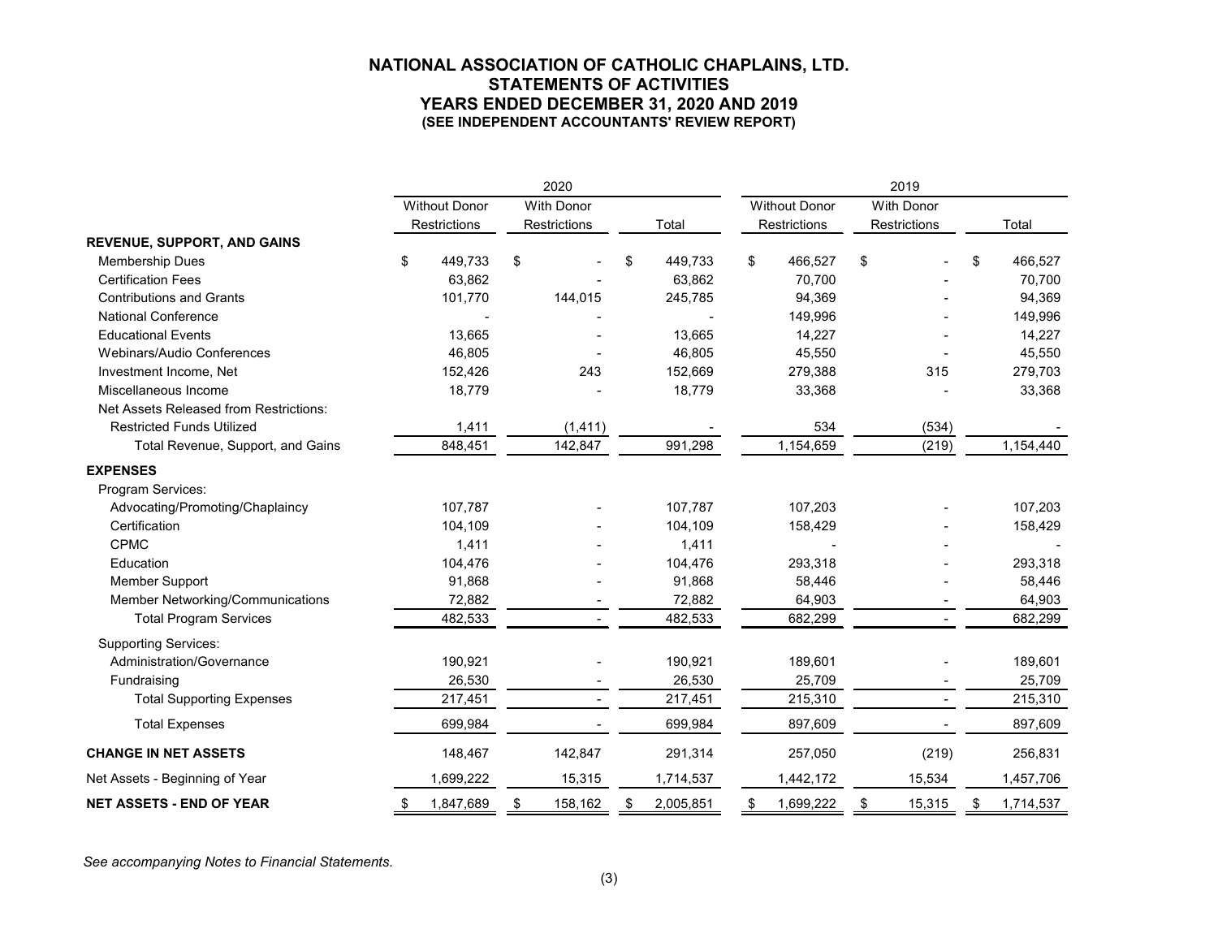# NATIONAL ASSOCIATION OF CATHOLIC CHAPLAINS, LTD.
## STATEMENTS OF ACTIVITIES
## YEARS ENDED DECEMBER 31, 2020 AND 2019
### (SEE INDEPENDENT ACCOUNTANTS' REVIEW REPORT)

| | 2020 | | | 2019 | | |
|---|---|---|---|---|---|---|
| | Without Donor Restrictions | With Donor Restrictions | Total | Without Donor Restrictions | With Donor Restrictions | Total |
| **REVENUE, SUPPORT, AND GAINS** | | | | | | |
| Membership Dues | $ 449,733 | $ - | $ 449,733 | $ 466,527 | $ - | $ 466,527 |
| Certification Fees | 63,862 | - | 63,862 | 70,700 | - | 70,700 |
| Contributions and Grants | 101,770 | 144,015 | 245,785 | 94,369 | - | 94,369 |
| National Conference | - | - | - | 149,996 | - | 149,996 |
| Educational Events | 13,665 | - | 13,665 | 14,227 | - | 14,227 |
| Webinars/Audio Conferences | 46,805 | - | 46,805 | 45,550 | - | 45,550 |
| Investment Income, Net | 152,426 | 243 | 152,669 | 279,388 | 315 | 279,703 |
| Miscellaneous Income | 18,779 | - | 18,779 | 33,368 | - | 33,368 |
| Net Assets Released from Restrictions: | | | | | | |
| Restricted Funds Utilized | 1,411 | (1,411) | - | 534 | (534) | - |
| Total Revenue, Support, and Gains | 848,451 | 142,847 | 991,298 | 1,154,659 | (219) | 1,154,440 |
| **EXPENSES** | | | | | | |
| Program Services: | | | | | | |
| Advocating/Promoting/Chaplaincy | 107,787 | - | 107,787 | 107,203 | - | 107,203 |
| Certification | 104,109 | - | 104,109 | 158,429 | - | 158,429 |
| CPMC | 1,411 | - | 1,411 | - | - | - |
| Education | 104,476 | - | 104,476 | 293,318 | - | 293,318 |
| Member Support | 91,868 | - | 91,868 | 58,446 | - | 58,446 |
| Member Networking/Communications | 72,882 | - | 72,882 | 64,903 | - | 64,903 |
| Total Program Services | 482,533 | - | 482,533 | 682,299 | - | 682,299 |
| Supporting Services: | | | | | | |
| Administration/Governance | 190,921 | - | 190,921 | 189,601 | - | 189,601 |
| Fundraising | 26,530 | - | 26,530 | 25,709 | - | 25,709 |
| Total Supporting Expenses | 217,451 | - | 217,451 | 215,310 | - | 215,310 |
| Total Expenses | 699,984 | - | 699,984 | 897,609 | - | 897,609 |
| **CHANGE IN NET ASSETS** | 148,467 | 142,847 | 291,314 | 257,050 | (219) | 256,831 |
| Net Assets - Beginning of Year | 1,699,222 | 15,315 | 1,714,537 | 1,442,172 | 15,534 | 1,457,706 |
| **NET ASSETS - END OF YEAR** | $ 1,847,689 | $ 158,162 | $ 2,005,851 | $ 1,699,222 | $ 15,315 | $ 1,714,537 |

*See accompanying Notes to Financial Statements.*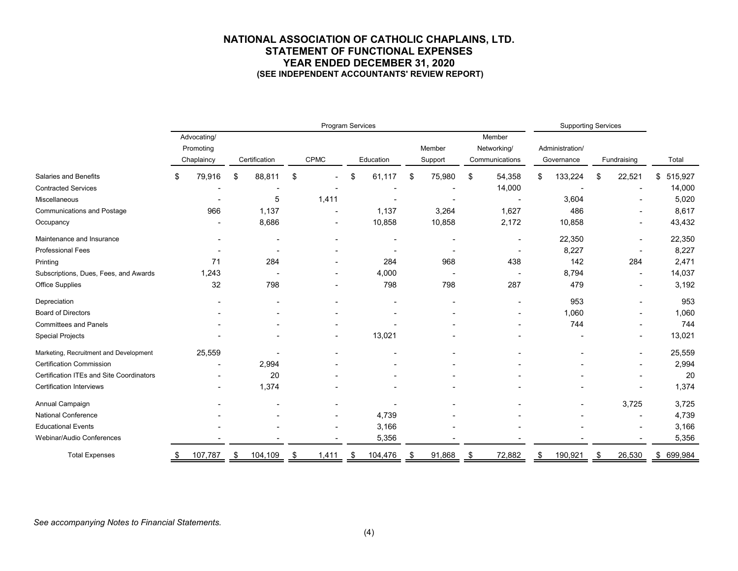# NATIONAL ASSOCIATION OF CATHOLIC CHAPLAINS, LTD.
## STATEMENT OF FUNCTIONAL EXPENSES
## YEAR ENDED DECEMBER 31, 2020
### (SEE INDEPENDENT ACCOUNTANTS' REVIEW REPORT)

| | Program Services | | | | | | Supporting Services | | |
|---|---|---|---|---|---|---|---|---|---|
| | Advocating/ Promoting Chaplaincy | Certification | CPMC | Education | Member Support | Member Networking/ Communications | Administration/ Governance | Fundraising | Total |
| Salaries and Benefits | $ 79,916 | $ 88,811 | $ - | $ 61,117 | $ 75,980 | $ 54,358 | $ 133,224 | $ 22,521 | $ 515,927 |
| Contracted Services | - | - | - | - | - | 14,000 | - | - | 14,000 |
| Miscellaneous | - | 5 | 1,411 | - | - | - | 3,604 | - | 5,020 |
| Communications and Postage | 966 | 1,137 | - | 1,137 | 3,264 | 1,627 | 486 | - | 8,617 |
| Occupancy | - | 8,686 | - | 10,858 | 10,858 | 2,172 | 10,858 | - | 43,432 |
| Maintenance and Insurance | - | - | - | - | - | - | 22,350 | - | 22,350 |
| Professional Fees | - | - | - | - | - | - | 8,227 | - | 8,227 |
| Printing | 71 | 284 | - | 284 | 968 | 438 | 142 | 284 | 2,471 |
| Subscriptions, Dues, Fees, and Awards | 1,243 | - | - | 4,000 | - | - | 8,794 | - | 14,037 |
| Office Supplies | 32 | 798 | - | 798 | 798 | 287 | 479 | - | 3,192 |
| Depreciation | - | - | - | - | - | - | 953 | - | 953 |
| Board of Directors | - | - | - | - | - | - | 1,060 | - | 1,060 |
| Committees and Panels | - | - | - | - | - | - | 744 | - | 744 |
| Special Projects | - | - | - | 13,021 | - | - | - | - | 13,021 |
| Marketing, Recruitment and Development | 25,559 | - | - | - | - | - | - | - | 25,559 |
| Certification Commission | - | 2,994 | - | - | - | - | - | - | 2,994 |
| Certification ITEs and Site Coordinators | - | 20 | - | - | - | - | - | - | 20 |
| Certification Interviews | - | 1,374 | - | - | - | - | - | - | 1,374 |
| Annual Campaign | - | - | - | - | - | - | - | 3,725 | 3,725 |
| National Conference | - | - | - | 4,739 | - | - | - | - | 4,739 |
| Educational Events | - | - | - | 3,166 | - | - | - | - | 3,166 |
| Webinar/Audio Conferences | - | - | - | 5,356 | - | - | - | - | 5,356 |
| Total Expenses | $ 107,787 | $ 104,109 | $ 1,411 | $ 104,476 | $ 91,868 | $ 72,882 | $ 190,921 | $ 26,530 | $ 699,984 |

*See accompanying Notes to Financial Statements.*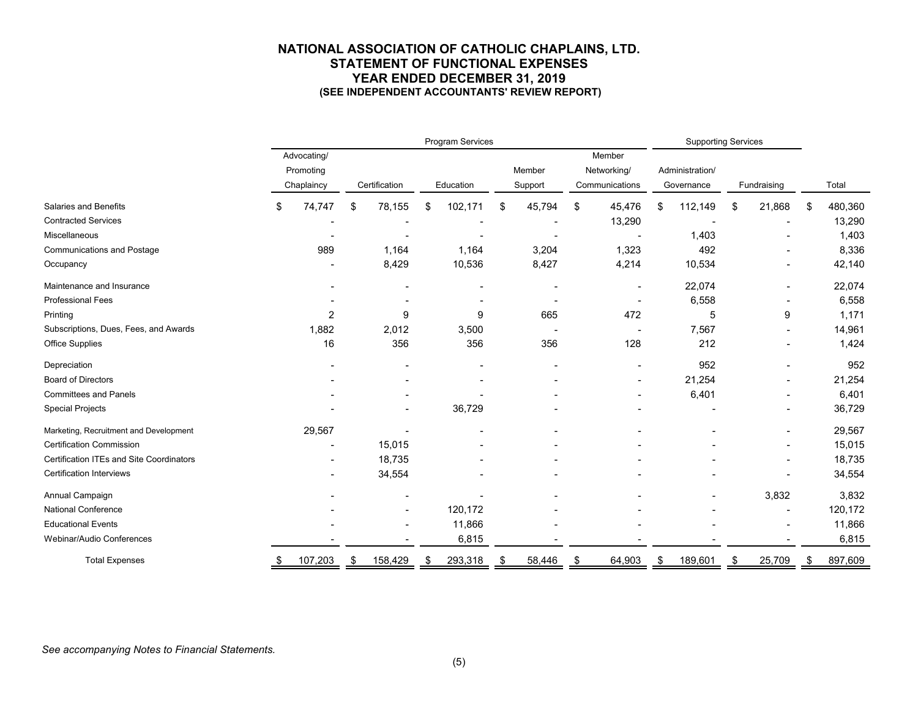# NATIONAL ASSOCIATION OF CATHOLIC CHAPLAINS, LTD.
## STATEMENT OF FUNCTIONAL EXPENSES
## YEAR ENDED DECEMBER 31, 2019
### (SEE INDEPENDENT ACCOUNTANTS' REVIEW REPORT)

| | Program Services | | | | | Supporting Services | | |
|---|---|---|---|---|---|---|---|---|
| | Advocating/ Promoting Chaplaincy | Certification | Education | Member Support | Member Networking/ Communications | Administration/ Governance | Fundraising | Total |
| Salaries and Benefits | $ 74,747 | $ 78,155 | $ 102,171 | $ 45,794 | $ 45,476 | $ 112,149 | $ 21,868 | $ 480,360 |
| Contracted Services | - | - | - | - | 13,290 | - | - | 13,290 |
| Miscellaneous | - | - | - | - | - | 1,403 | - | 1,403 |
| Communications and Postage | 989 | 1,164 | 1,164 | 3,204 | 1,323 | 492 | - | 8,336 |
| Occupancy | - | 8,429 | 10,536 | 8,427 | 4,214 | 10,534 | - | 42,140 |
| Maintenance and Insurance | - | - | - | - | - | 22,074 | - | 22,074 |
| Professional Fees | - | - | - | - | - | 6,558 | - | 6,558 |
| Printing | 2 | 9 | 9 | 665 | 472 | 5 | 9 | 1,171 |
| Subscriptions, Dues, Fees, and Awards | 1,882 | 2,012 | 3,500 | - | - | 7,567 | - | 14,961 |
| Office Supplies | 16 | 356 | 356 | 356 | 128 | 212 | - | 1,424 |
| Depreciation | - | - | - | - | - | 952 | - | 952 |
| Board of Directors | - | - | - | - | - | 21,254 | - | 21,254 |
| Committees and Panels | - | - | - | - | - | 6,401 | - | 6,401 |
| Special Projects | - | - | 36,729 | - | - | - | - | 36,729 |
| Marketing, Recruitment and Development | 29,567 | - | - | - | - | - | - | 29,567 |
| Certification Commission | - | 15,015 | - | - | - | - | - | 15,015 |
| Certification ITEs and Site Coordinators | - | 18,735 | - | - | - | - | - | 18,735 |
| Certification Interviews | - | 34,554 | - | - | - | - | - | 34,554 |
| Annual Campaign | - | - | - | - | - | - | 3,832 | 3,832 |
| National Conference | - | - | 120,172 | - | - | - | - | 120,172 |
| Educational Events | - | - | 11,866 | - | - | - | - | 11,866 |
| Webinar/Audio Conferences | - | - | 6,815 | - | - | - | - | 6,815 |
| Total Expenses | $ 107,203 | $ 158,429 | $ 293,318 | $ 58,446 | $ 64,903 | $ 189,601 | $ 25,709 | $ 897,609 |

*See accompanying Notes to Financial Statements.*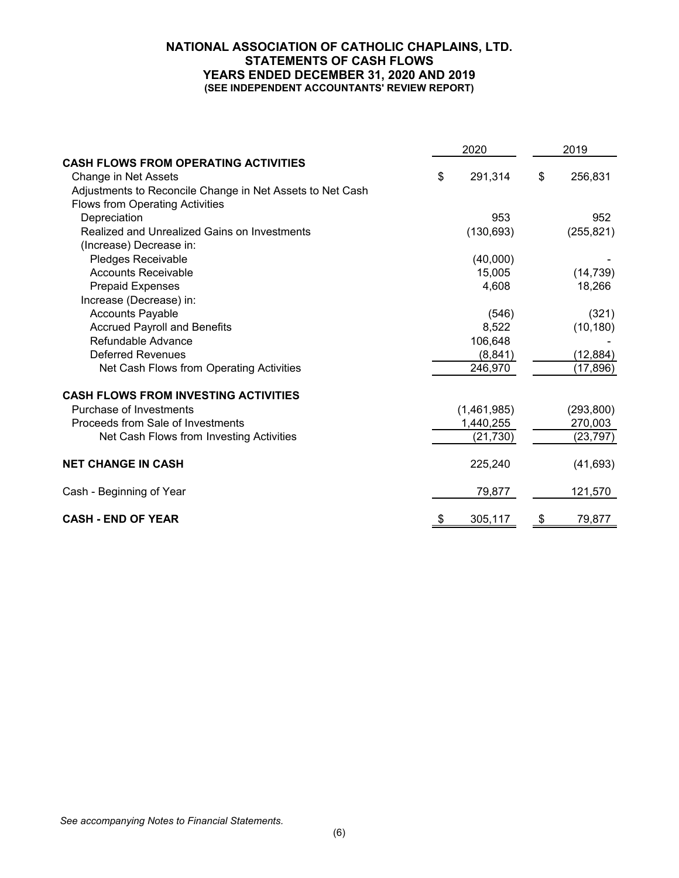# NATIONAL ASSOCIATION OF CATHOLIC CHAPLAINS, LTD.
## STATEMENTS OF CASH FLOWS
## YEARS ENDED DECEMBER 31, 2020 AND 2019
### (SEE INDEPENDENT ACCOUNTANTS' REVIEW REPORT)

| | 2020 | 2019 |
|---|---|---|
| **CASH FLOWS FROM OPERATING ACTIVITIES** | | |
| Change in Net Assets | $ 291,314 | $ 256,831 |
| Adjustments to Reconcile Change in Net Assets to Net Cash Flows from Operating Activities | | |
| Depreciation | 953 | 952 |
| Realized and Unrealized Gains on Investments | (130,693) | (255,821) |
| (Increase) Decrease in: | | |
| Pledges Receivable | (40,000) | - |
| Accounts Receivable | 15,005 | (14,739) |
| Prepaid Expenses | 4,608 | 18,266 |
| Increase (Decrease) in: | | |
| Accounts Payable | (546) | (321) |
| Accrued Payroll and Benefits | 8,522 | (10,180) |
| Refundable Advance | 106,648 | - |
| Deferred Revenues | (8,841) | (12,884) |
| Net Cash Flows from Operating Activities | 246,970 | (17,896) |
| **CASH FLOWS FROM INVESTING ACTIVITIES** | | |
| Purchase of Investments | (1,461,985) | (293,800) |
| Proceeds from Sale of Investments | 1,440,255 | 270,003 |
| Net Cash Flows from Investing Activities | (21,730) | (23,797) |
| **NET CHANGE IN CASH** | 225,240 | (41,693) |
| Cash - Beginning of Year | 79,877 | 121,570 |
| **CASH - END OF YEAR** | $ 305,117 | $ 79,877 |

*See accompanying Notes to Financial Statements.*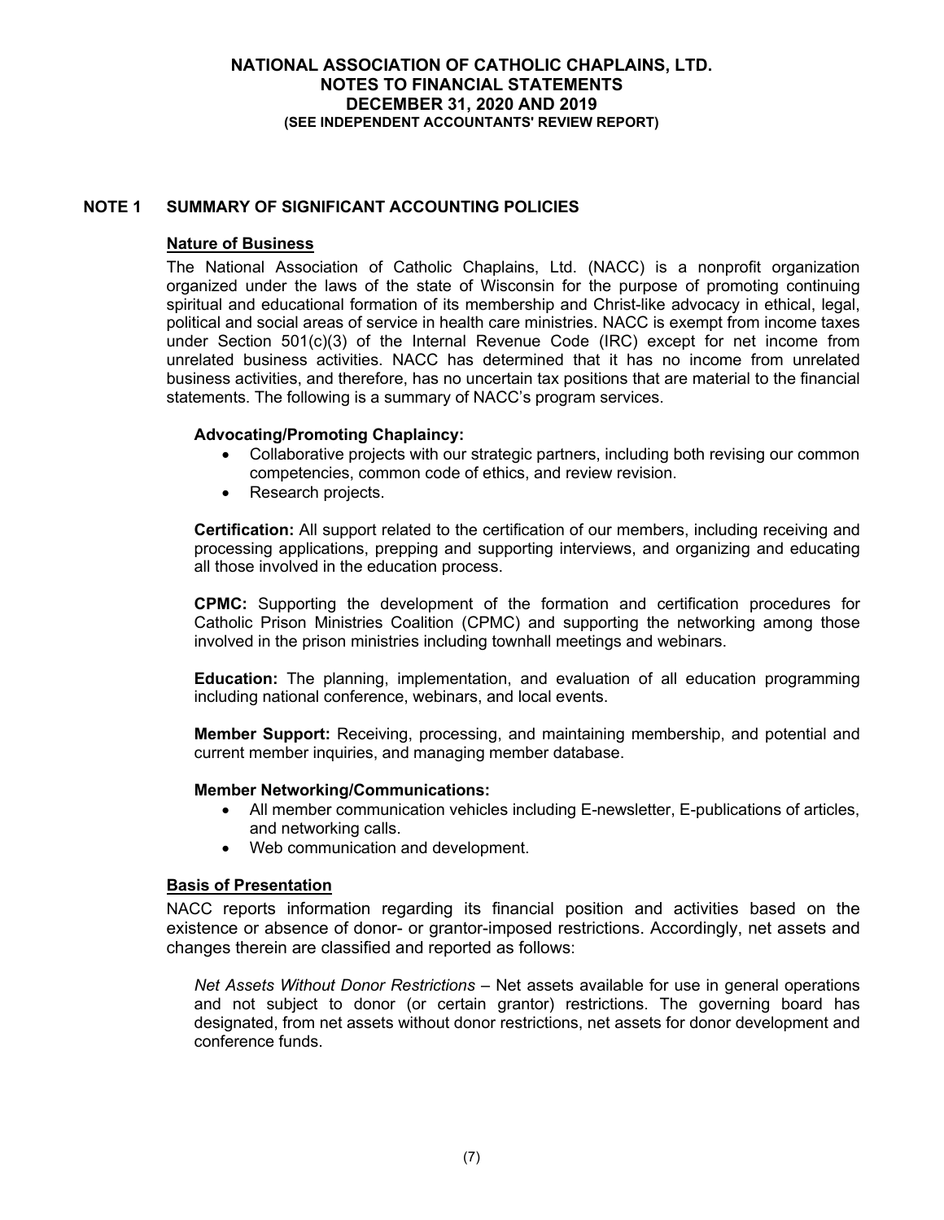# NATIONAL ASSOCIATION OF CATHOLIC CHAPLAINS, LTD.
## NOTES TO FINANCIAL STATEMENTS
## DECEMBER 31, 2020 AND 2019
### (SEE INDEPENDENT ACCOUNTANTS' REVIEW REPORT)

## NOTE 1 SUMMARY OF SIGNIFICANT ACCOUNTING POLICIES

### Nature of Business

The National Association of Catholic Chaplains, Ltd. (NACC) is a nonprofit organization organized under the laws of the state of Wisconsin for the purpose of promoting continuing spiritual and educational formation of its membership and Christ-like advocacy in ethical, legal, political and social areas of service in health care ministries. NACC is exempt from income taxes under Section 501(c)(3) of the Internal Revenue Code (IRC) except for net income from unrelated business activities. NACC has determined that it has no income from unrelated business activities, and therefore, has no uncertain tax positions that are material to the financial statements. The following is a summary of NACC's program services.

**Advocating/Promoting Chaplaincy:**

- Collaborative projects with our strategic partners, including both revising our common competencies, common code of ethics, and review revision.
- Research projects.

**Certification:** All support related to the certification of our members, including receiving and processing applications, prepping and supporting interviews, and organizing and educating all those involved in the education process.

**CPMC:** Supporting the development of the formation and certification procedures for Catholic Prison Ministries Coalition (CPMC) and supporting the networking among those involved in the prison ministries including townhall meetings and webinars.

**Education:** The planning, implementation, and evaluation of all education programming including national conference, webinars, and local events.

**Member Support:** Receiving, processing, and maintaining membership, and potential and current member inquiries, and managing member database.

**Member Networking/Communications:**

- All member communication vehicles including E-newsletter, E-publications of articles, and networking calls.
- Web communication and development.

### Basis of Presentation

NACC reports information regarding its financial position and activities based on the existence or absence of donor- or grantor-imposed restrictions. Accordingly, net assets and changes therein are classified and reported as follows:

*Net Assets Without Donor Restrictions* – Net assets available for use in general operations and not subject to donor (or certain grantor) restrictions. The governing board has designated, from net assets without donor restrictions, net assets for donor development and conference funds.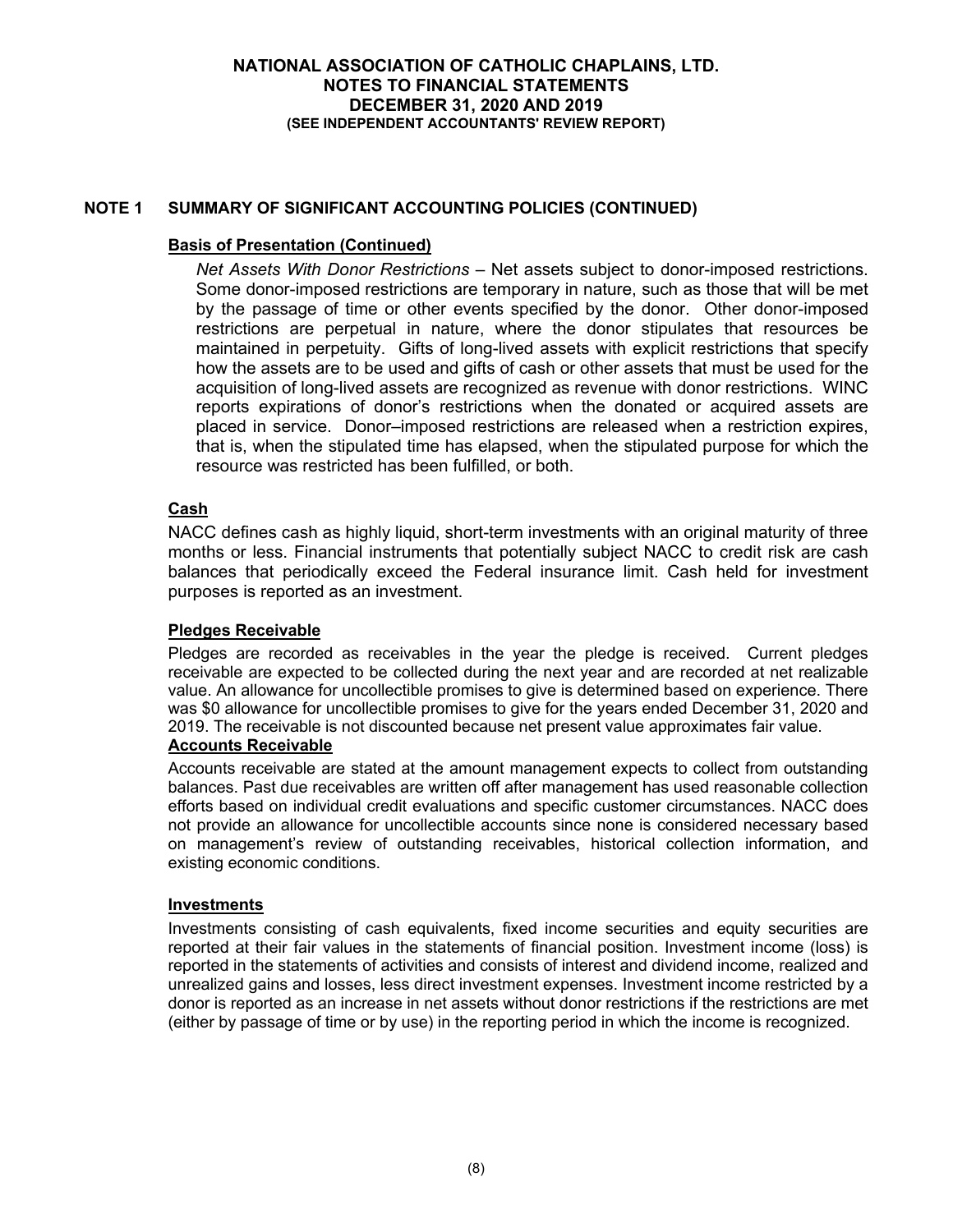**NATIONAL ASSOCIATION OF CATHOLIC CHAPLAINS, LTD.**
**NOTES TO FINANCIAL STATEMENTS**
**DECEMBER 31, 2020 AND 2019**
**(SEE INDEPENDENT ACCOUNTANTS' REVIEW REPORT)**

## NOTE 1 SUMMARY OF SIGNIFICANT ACCOUNTING POLICIES (CONTINUED)

### Basis of Presentation (Continued)

*Net Assets With Donor Restrictions* – Net assets subject to donor-imposed restrictions. Some donor-imposed restrictions are temporary in nature, such as those that will be met by the passage of time or other events specified by the donor. Other donor-imposed restrictions are perpetual in nature, where the donor stipulates that resources be maintained in perpetuity. Gifts of long-lived assets with explicit restrictions that specify how the assets are to be used and gifts of cash or other assets that must be used for the acquisition of long-lived assets are recognized as revenue with donor restrictions. WINC reports expirations of donor's restrictions when the donated or acquired assets are placed in service. Donor–imposed restrictions are released when a restriction expires, that is, when the stipulated time has elapsed, when the stipulated purpose for which the resource was restricted has been fulfilled, or both.

### Cash

NACC defines cash as highly liquid, short-term investments with an original maturity of three months or less. Financial instruments that potentially subject NACC to credit risk are cash balances that periodically exceed the Federal insurance limit. Cash held for investment purposes is reported as an investment.

### Pledges Receivable

Pledges are recorded as receivables in the year the pledge is received. Current pledges receivable are expected to be collected during the next year and are recorded at net realizable value. An allowance for uncollectible promises to give is determined based on experience. There was $0 allowance for uncollectible promises to give for the years ended December 31, 2020 and 2019. The receivable is not discounted because net present value approximates fair value.

### Accounts Receivable

Accounts receivable are stated at the amount management expects to collect from outstanding balances. Past due receivables are written off after management has used reasonable collection efforts based on individual credit evaluations and specific customer circumstances. NACC does not provide an allowance for uncollectible accounts since none is considered necessary based on management's review of outstanding receivables, historical collection information, and existing economic conditions.

### Investments

Investments consisting of cash equivalents, fixed income securities and equity securities are reported at their fair values in the statements of financial position. Investment income (loss) is reported in the statements of activities and consists of interest and dividend income, realized and unrealized gains and losses, less direct investment expenses. Investment income restricted by a donor is reported as an increase in net assets without donor restrictions if the restrictions are met (either by passage of time or by use) in the reporting period in which the income is recognized.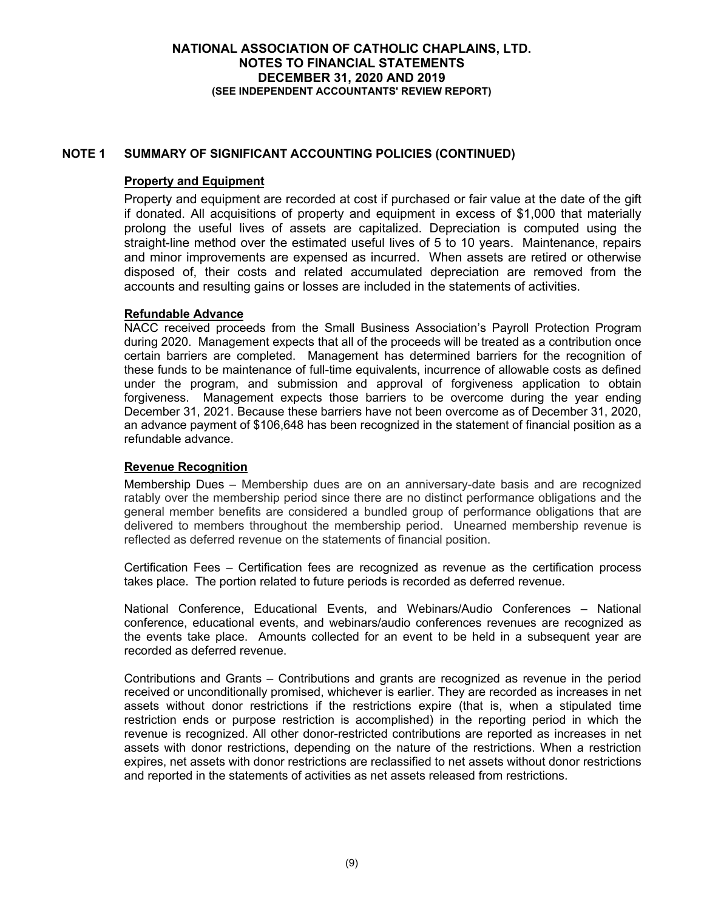## NOTE 1 SUMMARY OF SIGNIFICANT ACCOUNTING POLICIES (CONTINUED)

### Property and Equipment

Property and equipment are recorded at cost if purchased or fair value at the date of the gift if donated. All acquisitions of property and equipment in excess of $1,000 that materially prolong the useful lives of assets are capitalized. Depreciation is computed using the straight-line method over the estimated useful lives of 5 to 10 years. Maintenance, repairs and minor improvements are expensed as incurred. When assets are retired or otherwise disposed of, their costs and related accumulated depreciation are removed from the accounts and resulting gains or losses are included in the statements of activities.

### Refundable Advance

NACC received proceeds from the Small Business Association's Payroll Protection Program during 2020. Management expects that all of the proceeds will be treated as a contribution once certain barriers are completed. Management has determined barriers for the recognition of these funds to be maintenance of full-time equivalents, incurrence of allowable costs as defined under the program, and submission and approval of forgiveness application to obtain forgiveness. Management expects those barriers to be overcome during the year ending December 31, 2021. Because these barriers have not been overcome as of December 31, 2020, an advance payment of $106,648 has been recognized in the statement of financial position as a refundable advance.

### Revenue Recognition

Membership Dues – Membership dues are on an anniversary-date basis and are recognized ratably over the membership period since there are no distinct performance obligations and the general member benefits are considered a bundled group of performance obligations that are delivered to members throughout the membership period. Unearned membership revenue is reflected as deferred revenue on the statements of financial position.

Certification Fees – Certification fees are recognized as revenue as the certification process takes place. The portion related to future periods is recorded as deferred revenue.

National Conference, Educational Events, and Webinars/Audio Conferences – National conference, educational events, and webinars/audio conferences revenues are recognized as the events take place. Amounts collected for an event to be held in a subsequent year are recorded as deferred revenue.

Contributions and Grants – Contributions and grants are recognized as revenue in the period received or unconditionally promised, whichever is earlier. They are recorded as increases in net assets without donor restrictions if the restrictions expire (that is, when a stipulated time restriction ends or purpose restriction is accomplished) in the reporting period in which the revenue is recognized. All other donor-restricted contributions are reported as increases in net assets with donor restrictions, depending on the nature of the restrictions. When a restriction expires, net assets with donor restrictions are reclassified to net assets without donor restrictions and reported in the statements of activities as net assets released from restrictions.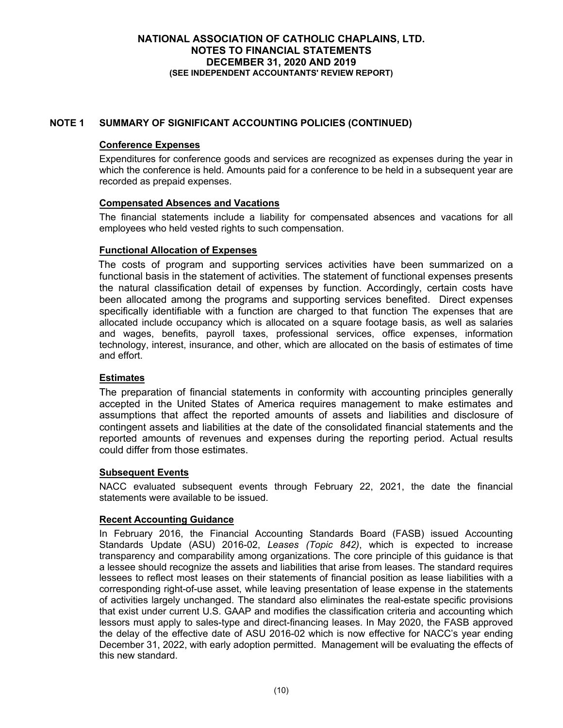## NOTE 1 SUMMARY OF SIGNIFICANT ACCOUNTING POLICIES (CONTINUED)

### Conference Expenses

Expenditures for conference goods and services are recognized as expenses during the year in which the conference is held. Amounts paid for a conference to be held in a subsequent year are recorded as prepaid expenses.

### Compensated Absences and Vacations

The financial statements include a liability for compensated absences and vacations for all employees who held vested rights to such compensation.

### Functional Allocation of Expenses

The costs of program and supporting services activities have been summarized on a functional basis in the statement of activities. The statement of functional expenses presents the natural classification detail of expenses by function. Accordingly, certain costs have been allocated among the programs and supporting services benefited. Direct expenses specifically identifiable with a function are charged to that function The expenses that are allocated include occupancy which is allocated on a square footage basis, as well as salaries and wages, benefits, payroll taxes, professional services, office expenses, information technology, interest, insurance, and other, which are allocated on the basis of estimates of time and effort.

### Estimates

The preparation of financial statements in conformity with accounting principles generally accepted in the United States of America requires management to make estimates and assumptions that affect the reported amounts of assets and liabilities and disclosure of contingent assets and liabilities at the date of the consolidated financial statements and the reported amounts of revenues and expenses during the reporting period. Actual results could differ from those estimates.

### Subsequent Events

NACC evaluated subsequent events through February 22, 2021, the date the financial statements were available to be issued.

### Recent Accounting Guidance

In February 2016, the Financial Accounting Standards Board (FASB) issued Accounting Standards Update (ASU) 2016-02, *Leases (Topic 842)*, which is expected to increase transparency and comparability among organizations. The core principle of this guidance is that a lessee should recognize the assets and liabilities that arise from leases. The standard requires lessees to reflect most leases on their statements of financial position as lease liabilities with a corresponding right-of-use asset, while leaving presentation of lease expense in the statements of activities largely unchanged. The standard also eliminates the real-estate specific provisions that exist under current U.S. GAAP and modifies the classification criteria and accounting which lessors must apply to sales-type and direct-financing leases. In May 2020, the FASB approved the delay of the effective date of ASU 2016-02 which is now effective for NACC's year ending December 31, 2022, with early adoption permitted. Management will be evaluating the effects of this new standard.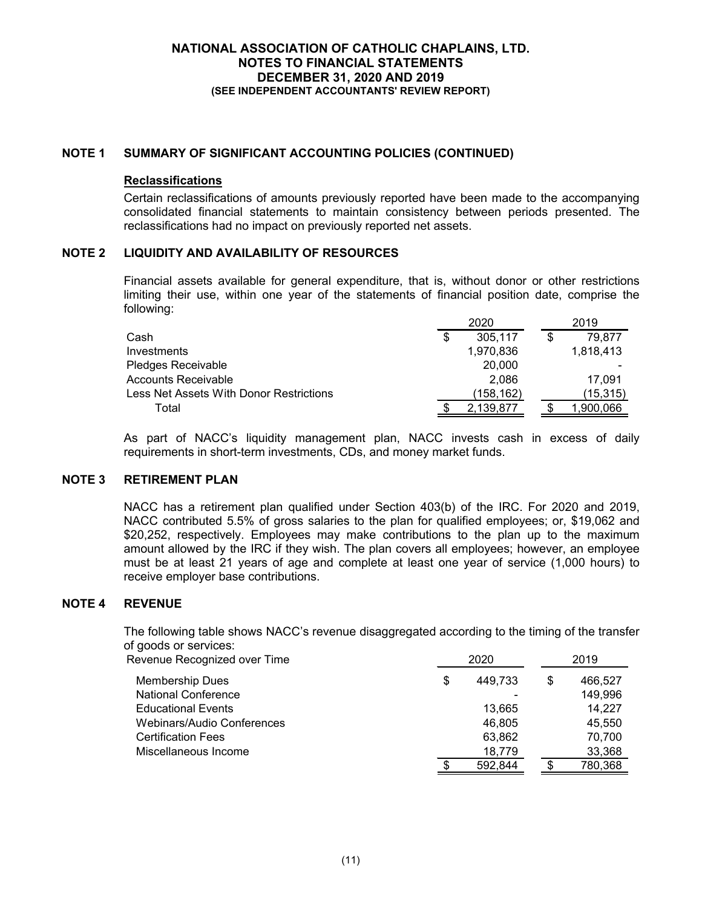**NATIONAL ASSOCIATION OF CATHOLIC CHAPLAINS, LTD.**
**NOTES TO FINANCIAL STATEMENTS**
**DECEMBER 31, 2020 AND 2019**
**(SEE INDEPENDENT ACCOUNTANTS' REVIEW REPORT)**

## NOTE 1 SUMMARY OF SIGNIFICANT ACCOUNTING POLICIES (CONTINUED)

**Reclassifications**

Certain reclassifications of amounts previously reported have been made to the accompanying consolidated financial statements to maintain consistency between periods presented. The reclassifications had no impact on previously reported net assets.

## NOTE 2 LIQUIDITY AND AVAILABILITY OF RESOURCES

Financial assets available for general expenditure, that is, without donor or other restrictions limiting their use, within one year of the statements of financial position date, comprise the following:

| | 2020 | 2019 |
|---|---|---|
| Cash | $ 305,117 | $ 79,877 |
| Investments | 1,970,836 | 1,818,413 |
| Pledges Receivable | 20,000 | - |
| Accounts Receivable | 2,086 | 17,091 |
| Less Net Assets With Donor Restrictions | (158,162) | (15,315) |
| Total | $ 2,139,877 | $ 1,900,066 |

As part of NACC's liquidity management plan, NACC invests cash in excess of daily requirements in short-term investments, CDs, and money market funds.

## NOTE 3 RETIREMENT PLAN

NACC has a retirement plan qualified under Section 403(b) of the IRC. For 2020 and 2019, NACC contributed 5.5% of gross salaries to the plan for qualified employees; or, $19,062 and $20,252, respectively. Employees may make contributions to the plan up to the maximum amount allowed by the IRC if they wish. The plan covers all employees; however, an employee must be at least 21 years of age and complete at least one year of service (1,000 hours) to receive employer base contributions.

## NOTE 4 REVENUE

The following table shows NACC's revenue disaggregated according to the timing of the transfer of goods or services:

| Revenue Recognized over Time | 2020 | 2019 |
|---|---|---|
| Membership Dues | $ 449,733 | $ 466,527 |
| National Conference | - | 149,996 |
| Educational Events | 13,665 | 14,227 |
| Webinars/Audio Conferences | 46,805 | 45,550 |
| Certification Fees | 63,862 | 70,700 |
| Miscellaneous Income | 18,779 | 33,368 |
| | $ 592,844 | $ 780,368 |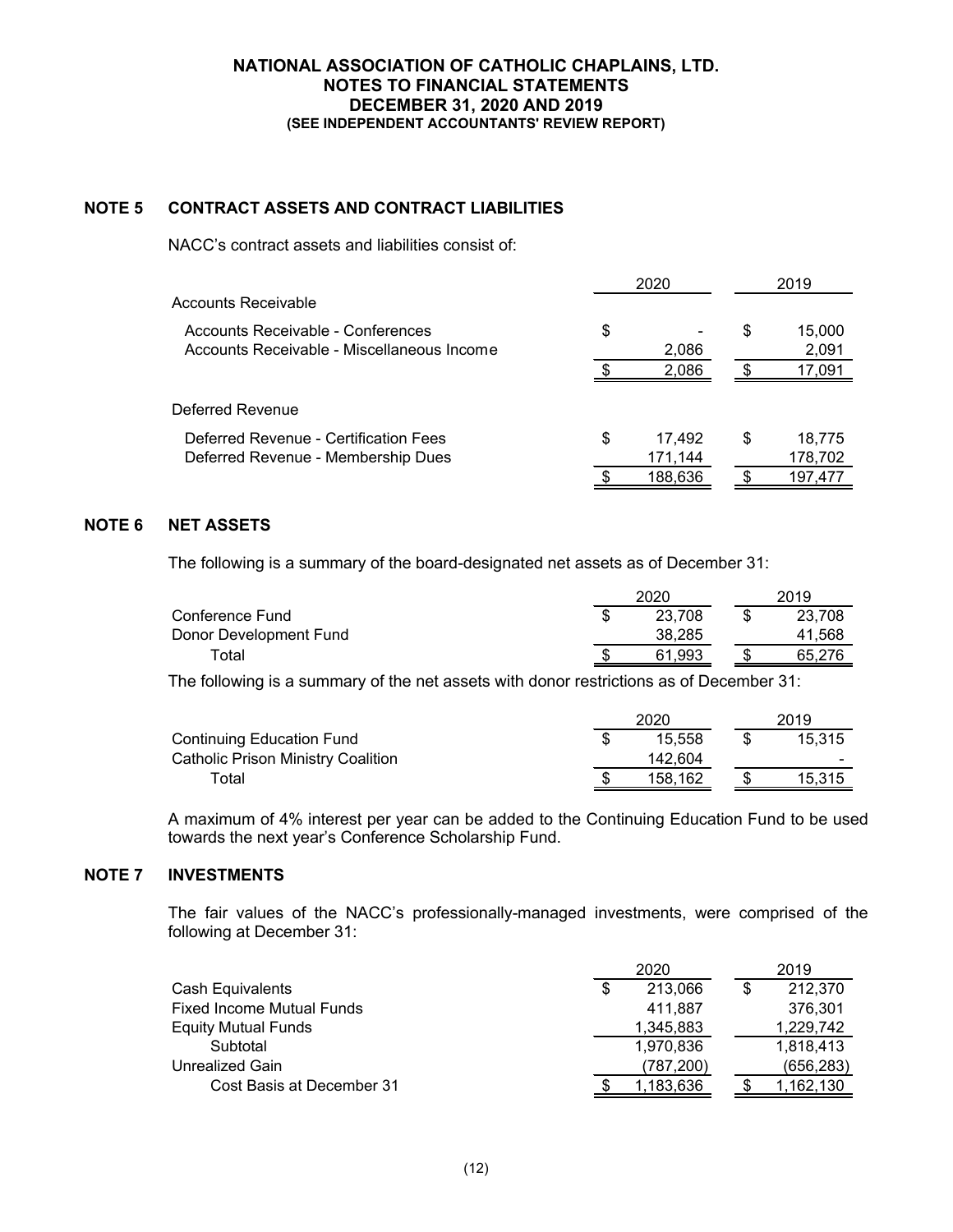**NATIONAL ASSOCIATION OF CATHOLIC CHAPLAINS, LTD.**
**NOTES TO FINANCIAL STATEMENTS**
**DECEMBER 31, 2020 AND 2019**
**(SEE INDEPENDENT ACCOUNTANTS' REVIEW REPORT)**

## NOTE 5 CONTRACT ASSETS AND CONTRACT LIABILITIES

NACC's contract assets and liabilities consist of:

| | 2020 | 2019 |
|---|---|---|
| Accounts Receivable | | |
| Accounts Receivable - Conferences | $ - | $ 15,000 |
| Accounts Receivable - Miscellaneous Income | 2,086 | 2,091 |
| | $ 2,086 | $ 17,091 |
| Deferred Revenue | | |
| Deferred Revenue - Certification Fees | $ 17,492 | $ 18,775 |
| Deferred Revenue - Membership Dues | 171,144 | 178,702 |
| | $ 188,636 | $ 197,477 |

## NOTE 6 NET ASSETS

The following is a summary of the board-designated net assets as of December 31:

| | 2020 | 2019 |
|---|---|---|
| Conference Fund | $ 23,708 | $ 23,708 |
| Donor Development Fund | 38,285 | 41,568 |
| Total | $ 61,993 | $ 65,276 |

The following is a summary of the net assets with donor restrictions as of December 31:

| | 2020 | 2019 |
|---|---|---|
| Continuing Education Fund | $ 15,558 | $ 15,315 |
| Catholic Prison Ministry Coalition | 142,604 | - |
| Total | $ 158,162 | $ 15,315 |

A maximum of 4% interest per year can be added to the Continuing Education Fund to be used towards the next year's Conference Scholarship Fund.

## NOTE 7 INVESTMENTS

The fair values of the NACC's professionally-managed investments, were comprised of the following at December 31:

| | 2020 | 2019 |
|---|---|---|
| Cash Equivalents | $ 213,066 | $ 212,370 |
| Fixed Income Mutual Funds | 411,887 | 376,301 |
| Equity Mutual Funds | 1,345,883 | 1,229,742 |
| Subtotal | 1,970,836 | 1,818,413 |
| Unrealized Gain | (787,200) | (656,283) |
| Cost Basis at December 31 | $ 1,183,636 | $ 1,162,130 |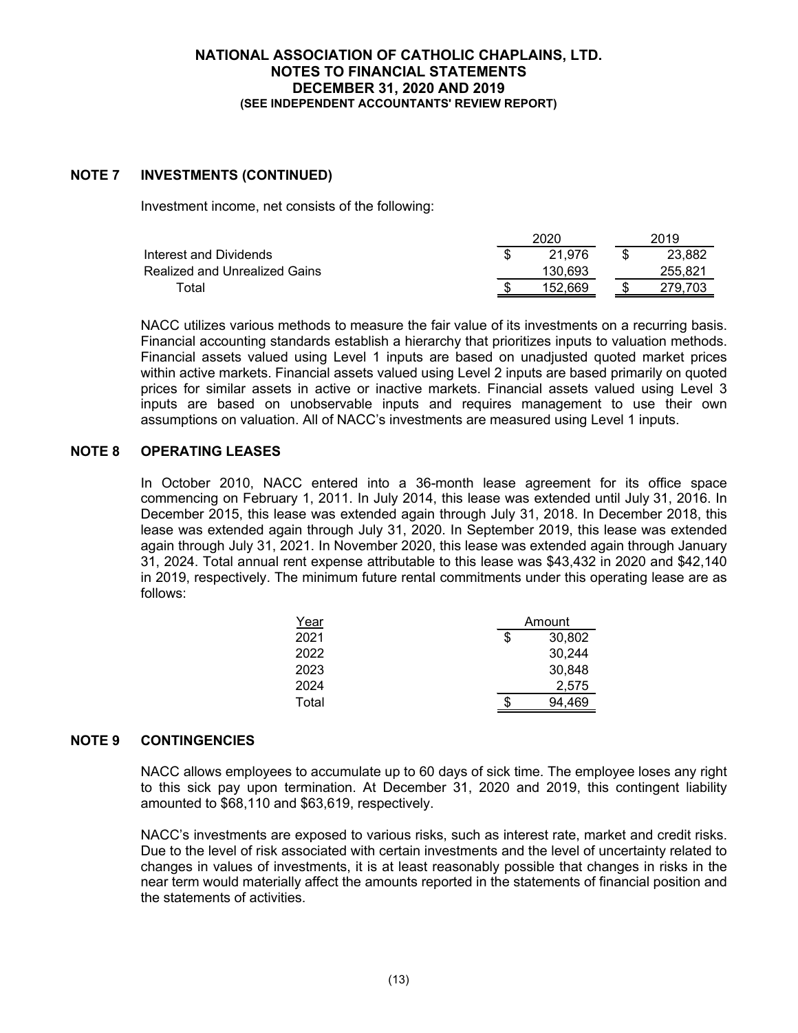## NOTE 7 INVESTMENTS (CONTINUED)

Investment income, net consists of the following:

| | 2020 | 2019 |
|---|---|---|
| Interest and Dividends | $ 21,976 | $ 23,882 |
| Realized and Unrealized Gains | 130,693 | 255,821 |
| Total | $ 152,669 | $ 279,703 |

NACC utilizes various methods to measure the fair value of its investments on a recurring basis. Financial accounting standards establish a hierarchy that prioritizes inputs to valuation methods. Financial assets valued using Level 1 inputs are based on unadjusted quoted market prices within active markets. Financial assets valued using Level 2 inputs are based primarily on quoted prices for similar assets in active or inactive markets. Financial assets valued using Level 3 inputs are based on unobservable inputs and requires management to use their own assumptions on valuation. All of NACC's investments are measured using Level 1 inputs.

## NOTE 8 OPERATING LEASES

In October 2010, NACC entered into a 36-month lease agreement for its office space commencing on February 1, 2011. In July 2014, this lease was extended until July 31, 2016. In December 2015, this lease was extended again through July 31, 2018. In December 2018, this lease was extended again through July 31, 2020. In September 2019, this lease was extended again through July 31, 2021. In November 2020, this lease was extended again through January 31, 2024. Total annual rent expense attributable to this lease was $43,432 in 2020 and $42,140 in 2019, respectively. The minimum future rental commitments under this operating lease are as follows:

| Year | Amount |
|---|---|
| 2021 | $ 30,802 |
| 2022 | 30,244 |
| 2023 | 30,848 |
| 2024 | 2,575 |
| Total | $ 94,469 |

## NOTE 9 CONTINGENCIES

NACC allows employees to accumulate up to 60 days of sick time. The employee loses any right to this sick pay upon termination. At December 31, 2020 and 2019, this contingent liability amounted to $68,110 and $63,619, respectively.

NACC's investments are exposed to various risks, such as interest rate, market and credit risks. Due to the level of risk associated with certain investments and the level of uncertainty related to changes in values of investments, it is at least reasonably possible that changes in risks in the near term would materially affect the amounts reported in the statements of financial position and the statements of activities.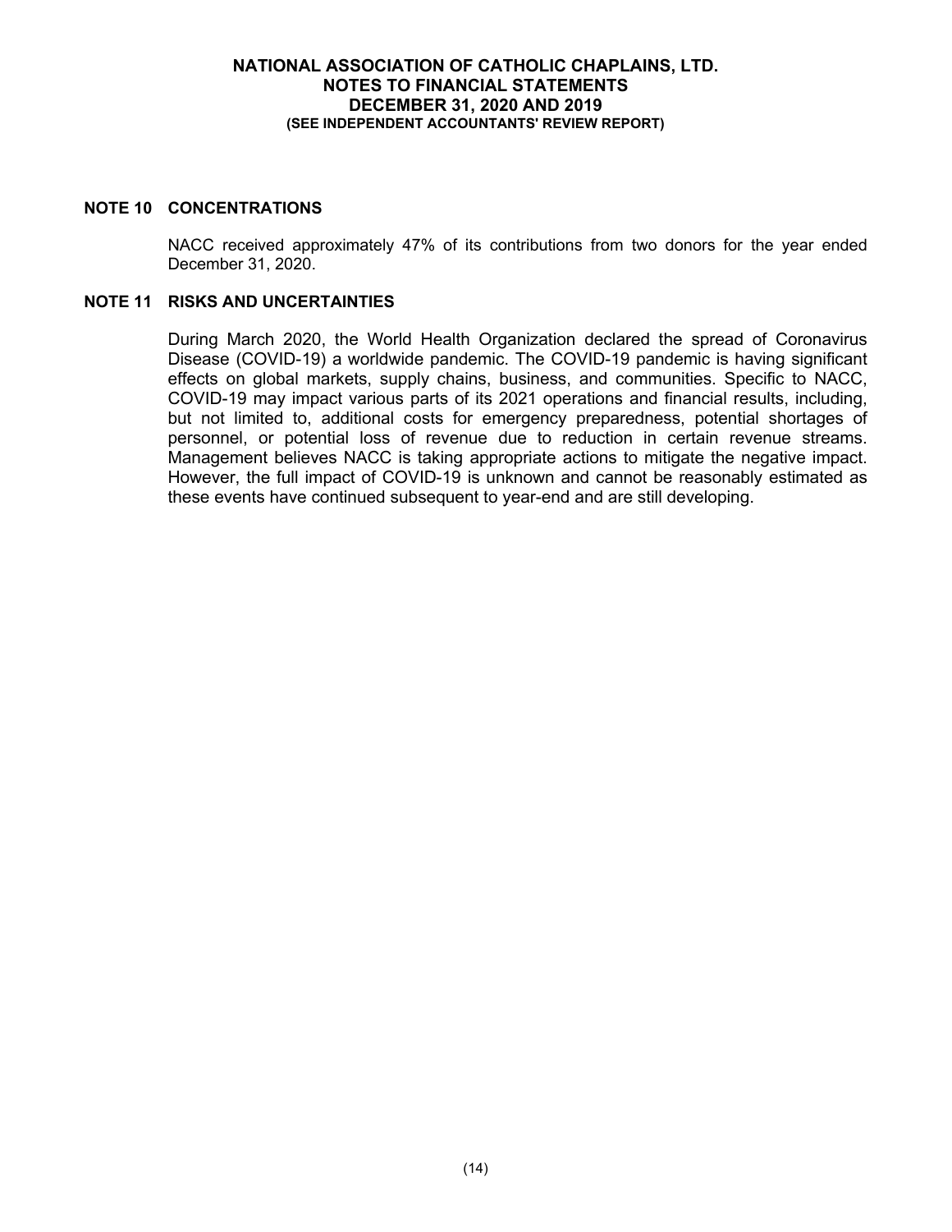## NOTE 10 CONCENTRATIONS

NACC received approximately 47% of its contributions from two donors for the year ended December 31, 2020.

## NOTE 11 RISKS AND UNCERTAINTIES

During March 2020, the World Health Organization declared the spread of Coronavirus Disease (COVID-19) a worldwide pandemic. The COVID-19 pandemic is having significant effects on global markets, supply chains, business, and communities. Specific to NACC, COVID-19 may impact various parts of its 2021 operations and financial results, including, but not limited to, additional costs for emergency preparedness, potential shortages of personnel, or potential loss of revenue due to reduction in certain revenue streams. Management believes NACC is taking appropriate actions to mitigate the negative impact. However, the full impact of COVID-19 is unknown and cannot be reasonably estimated as these events have continued subsequent to year-end and are still developing.